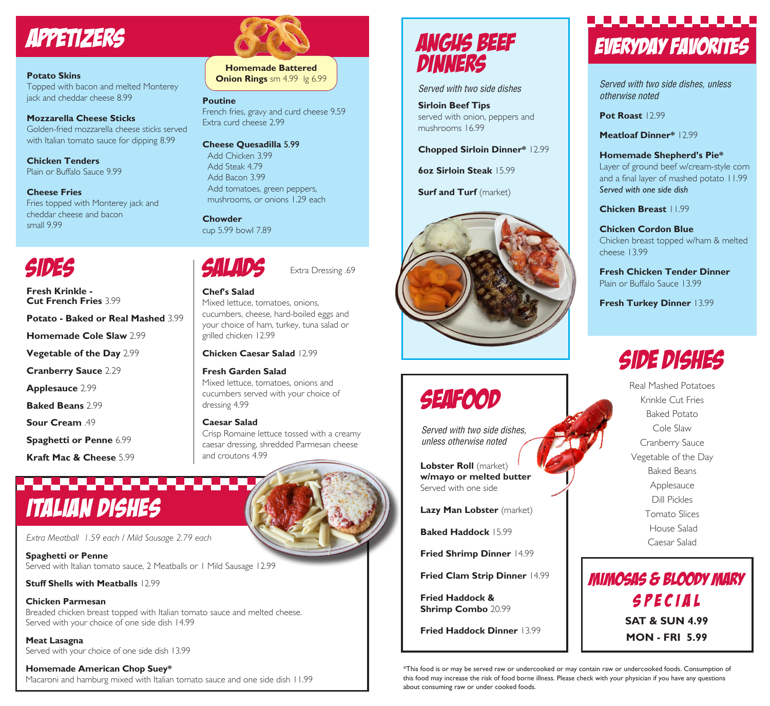# APPETIZERS

**Potato Skins**
Topped with bacon and melted Monterey jack and cheddar cheese 8.99

**Mozzarella Cheese Sticks**
Golden-fried mozzarella cheese sticks served with Italian tomato sauce for dipping 8.99

**Chicken Tenders**
Plain or Buffalo Sauce 9.99

**Cheese Fries**
Fries topped with Monterey jack and cheddar cheese and bacon
small 9.99

**Homemade Battered Onion Rings** sm 4.99 lg 6.99

**Poutine**
French fries, gravy and curd cheese 9.59
Extra curd cheese 2.99

**Cheese Quesadilla 5.99**
Add Chicken 3.99
Add Steak 4.79
Add Bacon 3.99
Add tomatoes, green peppers, mushrooms, or onions 1.29 each

**Chowder**
cup 5.99 bowl 7.89

# SIDES

**Fresh Krinkle - Cut French Fries** 3.99

**Potato - Baked or Real Mashed** 3.99

**Homemade Cole Slaw** 2.99

**Vegetable of the Day** 2.99

**Cranberry Sauce** 2.29

**Applesauce** 2.99

**Baked Beans** 2.99

**Sour Cream** .49

**Spaghetti or Penne** 6.99

**Kraft Mac & Cheese** 5.99

# SALADS

Extra Dressing .69

**Chef's Salad**
Mixed lettuce, tomatoes, onions, cucumbers, cheese, hard-boiled eggs and your choice of ham, turkey, tuna salad or grilled chicken 12.99

**Chicken Caesar Salad** 12.99

**Fresh Garden Salad**
Mixed lettuce, tomatoes, onions and cucumbers served with your choice of dressing 4.99

**Caesar Salad**
Crisp Romaine lettuce tossed with a creamy caesar dressing, shredded Parmesan cheese and croutons 4.99

# ITALIAN DISHES

*Extra Meatball 1.59 each / Mild Sausage 2.79 each*

**Spaghetti or Penne**
Served with Italian tomato sauce, 2 Meatballs or 1 Mild Sausage 12.99

**Stuff Shells with Meatballs** 12.99

**Chicken Parmesan**
Breaded chicken breast topped with Italian tomato sauce and melted cheese. Served with your choice of one side dish 14.99

**Meat Lasagna**
Served with your choice of one side dish 13.99

**Homemade American Chop Suey***
Macaroni and hamburg mixed with Italian tomato sauce and one side dish 11.99

# ANGUS BEEF DINNERS

*Served with two side dishes*

**Sirloin Beef Tips**
served with onion, peppers and mushrooms 16.99

**Chopped Sirloin Dinner*** 12.99

**6oz Sirloin Steak** 15.99

**Surf and Turf** (market)

# SEAFOOD

*Served with two side dishes, unless otherwise noted*

**Lobster Roll** (market)
**w/mayo or melted butter**
Served with one side

**Lazy Man Lobster** (market)

**Baked Haddock** 15.99

**Fried Shrimp Dinner** 14.99

**Fried Clam Strip Dinner** 14.99

**Fried Haddock & Shrimp Combo** 20.99

**Fried Haddock Dinner** 13.99

# EVERYDAY FAVORITES

*Served with two side dishes, unless otherwise noted*

**Pot Roast** 12.99

**Meatloaf Dinner*** 12.99

**Homemade Shepherd's Pie***
Layer of ground beef w/cream-style corn and a final layer of mashed potato 11.99
*Served with one side dish*

**Chicken Breast** 11.99

**Chicken Cordon Blue**
Chicken breast topped w/ham & melted cheese 13.99

**Fresh Chicken Tender Dinner**
Plain or Buffalo Sauce 13.99

**Fresh Turkey Dinner** 13.99

# SIDE DISHES

Real Mashed Potatoes
Krinkle Cut Fries
Baked Potato
Cole Slaw
Cranberry Sauce
Vegetable of the Day
Baked Beans
Applesauce
Dill Pickles
Tomato Slices
House Salad
Caesar Salad

# MIMOSAS & BLOODY MARY SPECIAL

**SAT & SUN 4.99**
**MON - FRI 5.99**

*This food is or may be served raw or undercooked or may contain raw or undercooked foods. Consumption of this food may increase the risk of food borne illness. Please check with your physician if you have any questions about consuming raw or under cooked foods.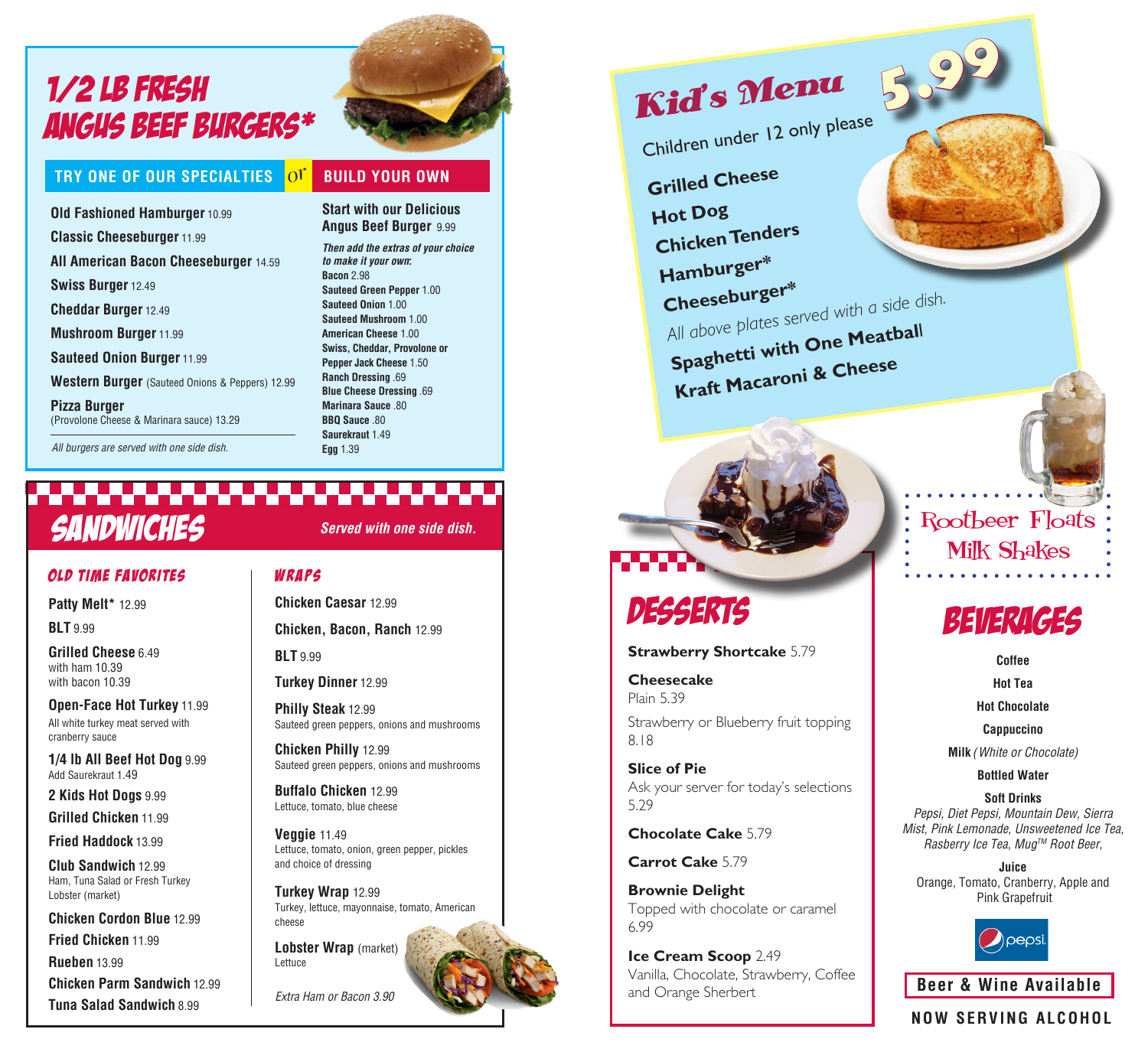# 1/2 LB Fresh Angus Beef Burgers*

## TRY ONE OF OUR SPECIALTIES or BUILD YOUR OWN

**Old Fashioned Hamburger** 10.99

**Classic Cheeseburger** 11.99

**All American Bacon Cheeseburger** 14.59

**Swiss Burger** 12.49

**Cheddar Burger** 12.49

**Mushroom Burger** 11.99

**Sauteed Onion Burger** 11.99

**Western Burger** (Sauteed Onions & Peppers) 12.99

**Pizza Burger**
(Provolone Cheese & Marinara sauce) 13.29

*All burgers are served with one side dish.*

**Start with our Delicious Angus Beef Burger** 9.99

*Then add the extras of your choice to make it your own:*

- **Bacon** 2.98
- **Sauteed Green Pepper** 1.00
- **Sauteed Onion** 1.00
- **Sauteed Mushroom** 1.00
- **American Cheese** 1.00
- **Swiss, Cheddar, Provolone or Pepper Jack Cheese** 1.50
- **Ranch Dressing** .69
- **Blue Cheese Dressing** .69
- **Marinara Sauce** .80
- **BBQ Sauce** .80
- **Saurekraut** 1.49
- **Egg** 1.39

# Sandwiches

***Served with one side dish.***

### Old Time Favorites

**Patty Melt*** 12.99

**BLT** 9.99

**Grilled Cheese** 6.49
with ham 10.39
with bacon 10.39

**Open-Face Hot Turkey** 11.99
All white turkey meat served with cranberry sauce

**1/4 lb All Beef Hot Dog** 9.99
Add Saurekraut 1.49

**2 Kids Hot Dogs** 9.99

**Grilled Chicken** 11.99

**Fried Haddock** 13.99

**Club Sandwich** 12.99
Ham, Tuna Salad or Fresh Turkey
Lobster (market)

**Chicken Cordon Blue** 12.99

**Fried Chicken** 11.99

**Rueben** 13.99

**Chicken Parm Sandwich** 12.99

**Tuna Salad Sandwich** 8.99

### Wraps

**Chicken Caesar** 12.99

**Chicken, Bacon, Ranch** 12.99

**BLT** 9.99

**Turkey Dinner** 12.99

**Philly Steak** 12.99
Sauteed green peppers, onions and mushrooms

**Chicken Philly** 12.99
Sauteed green peppers, onions and mushrooms

**Buffalo Chicken** 12.99
Lettuce, tomato, blue cheese

**Veggie** 11.49
Lettuce, tomato, onion, green pepper, pickles and choice of dressing

**Turkey Wrap** 12.99
Turkey, lettuce, mayonnaise, tomato, American cheese

**Lobster Wrap** (market)
Lettuce

*Extra Ham or Bacon 3.90*

# Kid's Menu 5.99

Children under 12 only please

**Grilled Cheese**

**Hot Dog**

**Chicken Tenders**

**Hamburger***

**Cheeseburger***

All above plates served with a side dish.

**Spaghetti with One Meatball**

**Kraft Macaroni & Cheese**

# Desserts

**Strawberry Shortcake** 5.79

**Cheesecake**
Plain 5.39
Strawberry or Blueberry fruit topping 8.18

**Slice of Pie**
Ask your server for today's selections 5.29

**Chocolate Cake** 5.79

**Carrot Cake** 5.79

**Brownie Delight**
Topped with chocolate or caramel 6.99

**Ice Cream Scoop** 2.49
Vanilla, Chocolate, Strawberry, Coffee and Orange Sherbert

Rootbeer Floats
Milk Shakes

# Beverages

**Coffee**

**Hot Tea**

**Hot Chocolate**

**Cappuccino**

**Milk** *(White or Chocolate)*

**Bottled Water**

**Soft Drinks**
*Pepsi, Diet Pepsi, Mountain Dew, Sierra Mist, Pink Lemonade, Unsweetened Ice Tea, Rasberry Ice Tea, Mug™ Root Beer,*

**Juice**
Orange, Tomato, Cranberry, Apple and Pink Grapefruit

pepsi

**Beer & Wine Available**

**NOW SERVING ALCOHOL**